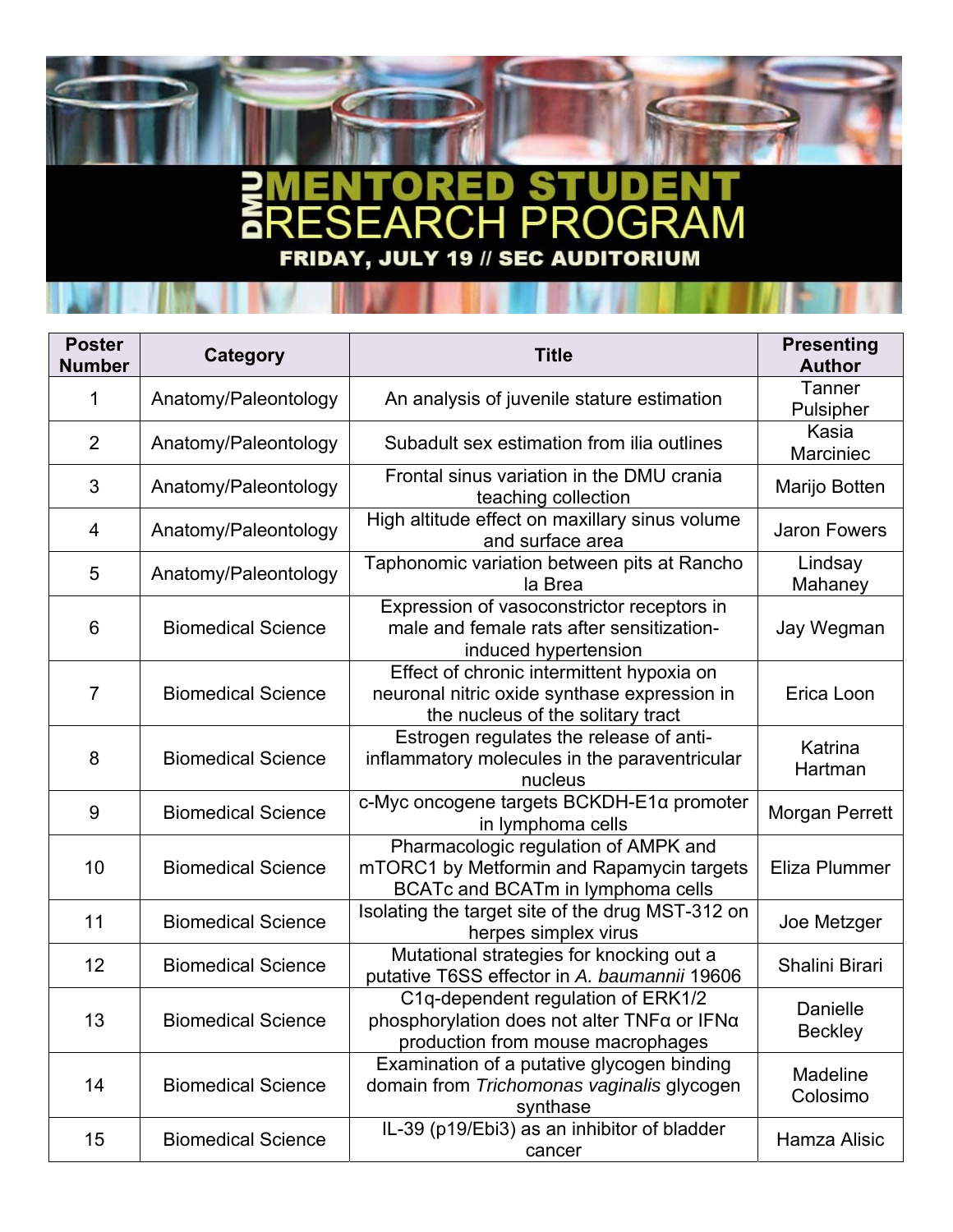# DMU MENTORED STUDENT RESEARCH PROGRAM

**FRIDAY, JULY 19 // SEC AUDITORIUM**

| Poster Number | Category | Title | Presenting Author |
|---|---|---|---|
| 1 | Anatomy/Paleontology | An analysis of juvenile stature estimation | Tanner Pulsipher |
| 2 | Anatomy/Paleontology | Subadult sex estimation from ilia outlines | Kasia Marciniec |
| 3 | Anatomy/Paleontology | Frontal sinus variation in the DMU crania teaching collection | Marijo Botten |
| 4 | Anatomy/Paleontology | High altitude effect on maxillary sinus volume and surface area | Jaron Fowers |
| 5 | Anatomy/Paleontology | Taphonomic variation between pits at Rancho la Brea | Lindsay Mahaney |
| 6 | Biomedical Science | Expression of vasoconstrictor receptors in male and female rats after sensitization-induced hypertension | Jay Wegman |
| 7 | Biomedical Science | Effect of chronic intermittent hypoxia on neuronal nitric oxide synthase expression in the nucleus of the solitary tract | Erica Loon |
| 8 | Biomedical Science | Estrogen regulates the release of anti-inflammatory molecules in the paraventricular nucleus | Katrina Hartman |
| 9 | Biomedical Science | c-Myc oncogene targets BCKDH-E1α promoter in lymphoma cells | Morgan Perrett |
| 10 | Biomedical Science | Pharmacologic regulation of AMPK and mTORC1 by Metformin and Rapamycin targets BCATc and BCATm in lymphoma cells | Eliza Plummer |
| 11 | Biomedical Science | Isolating the target site of the drug MST-312 on herpes simplex virus | Joe Metzger |
| 12 | Biomedical Science | Mutational strategies for knocking out a putative T6SS effector in *A. baumannii* 19606 | Shalini Birari |
| 13 | Biomedical Science | C1q-dependent regulation of ERK1/2 phosphorylation does not alter TNFα or IFNα production from mouse macrophages | Danielle Beckley |
| 14 | Biomedical Science | Examination of a putative glycogen binding domain from *Trichomonas vaginalis* glycogen synthase | Madeline Colosimo |
| 15 | Biomedical Science | IL-39 (p19/Ebi3) as an inhibitor of bladder cancer | Hamza Alisic |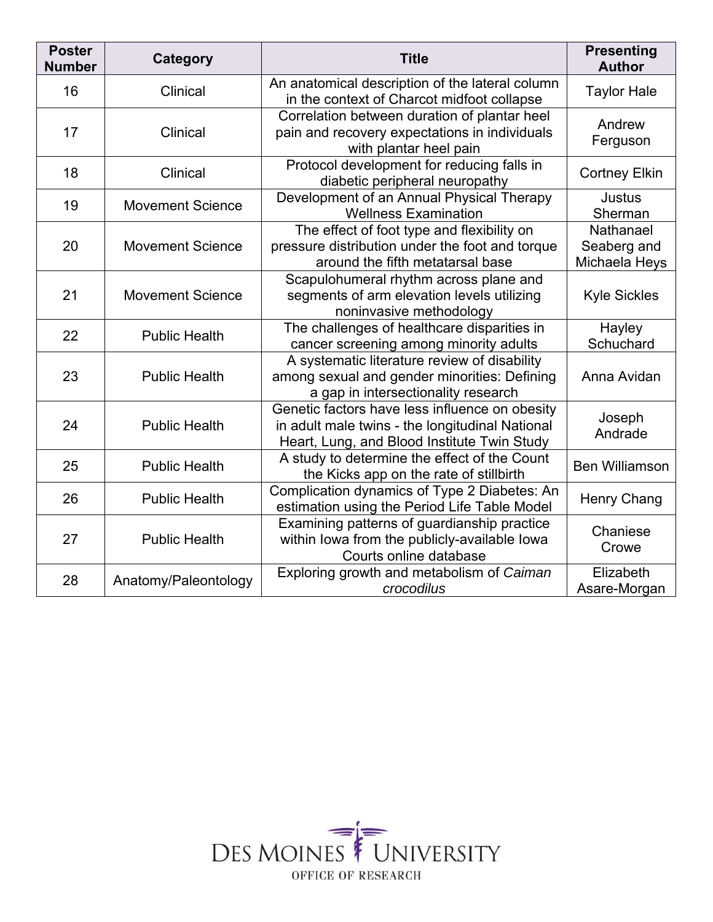| Poster Number | Category | Title | Presenting Author |
|---|---|---|---|
| 16 | Clinical | An anatomical description of the lateral column in the context of Charcot midfoot collapse | Taylor Hale |
| 17 | Clinical | Correlation between duration of plantar heel pain and recovery expectations in individuals with plantar heel pain | Andrew Ferguson |
| 18 | Clinical | Protocol development for reducing falls in diabetic peripheral neuropathy | Cortney Elkin |
| 19 | Movement Science | Development of an Annual Physical Therapy Wellness Examination | Justus Sherman |
| 20 | Movement Science | The effect of foot type and flexibility on pressure distribution under the foot and torque around the fifth metatarsal base | Nathanael Seaberg and Michaela Heys |
| 21 | Movement Science | Scapulohumeral rhythm across plane and segments of arm elevation levels utilizing noninvasive methodology | Kyle Sickles |
| 22 | Public Health | The challenges of healthcare disparities in cancer screening among minority adults | Hayley Schuchard |
| 23 | Public Health | A systematic literature review of disability among sexual and gender minorities: Defining a gap in intersectionality research | Anna Avidan |
| 24 | Public Health | Genetic factors have less influence on obesity in adult male twins - the longitudinal National Heart, Lung, and Blood Institute Twin Study | Joseph Andrade |
| 25 | Public Health | A study to determine the effect of the Count the Kicks app on the rate of stillbirth | Ben Williamson |
| 26 | Public Health | Complication dynamics of Type 2 Diabetes: An estimation using the Period Life Table Model | Henry Chang |
| 27 | Public Health | Examining patterns of guardianship practice within Iowa from the publicly-available Iowa Courts online database | Chaniese Crowe |
| 28 | Anatomy/Paleontology | Exploring growth and metabolism of *Caiman crocodilus* | Elizabeth Asare-Morgan |

DES MOINES UNIVERSITY
OFFICE OF RESEARCH